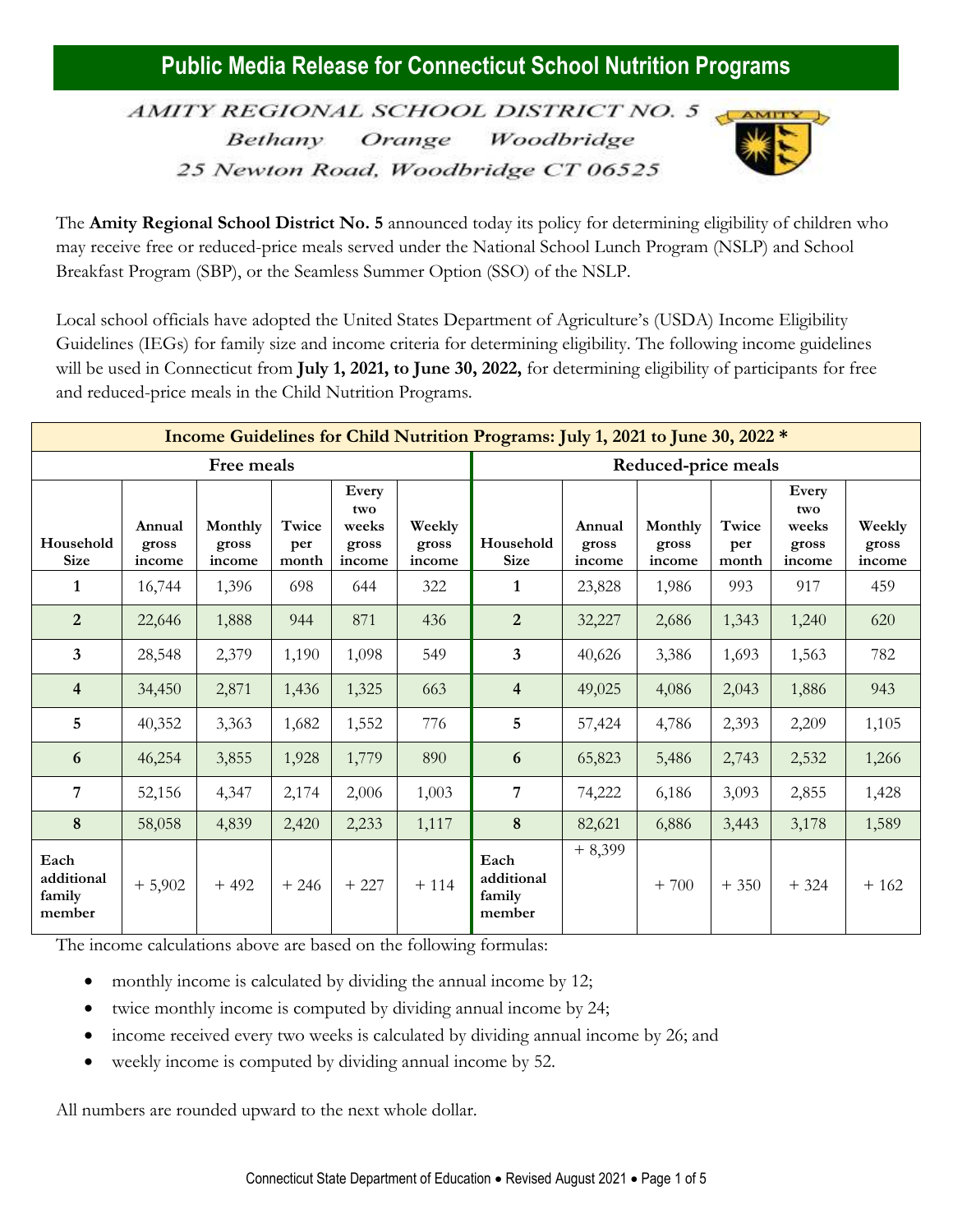# Public Media Release for Connecticut School Nutrition Programs

AMITY REGIONAL SCHOOL DISTRICT NO. 5
Bethany Orange Woodbridge
25 Newton Road, Woodbridge CT 06525

The **Amity Regional School District No. 5** announced today its policy for determining eligibility of children who may receive free or reduced-price meals served under the National School Lunch Program (NSLP) and School Breakfast Program (SBP), or the Seamless Summer Option (SSO) of the NSLP.

Local school officials have adopted the United States Department of Agriculture's (USDA) Income Eligibility Guidelines (IEGs) for family size and income criteria for determining eligibility. The following income guidelines will be used in Connecticut from **July 1, 2021, to June 30, 2022,** for determining eligibility of participants for free and reduced-price meals in the Child Nutrition Programs.

**Income Guidelines for Child Nutrition Programs: July 1, 2021 to June 30, 2022 \***

| Free meals | | | | | | Reduced-price meals | | | | | |
|---|---|---|---|---|---|---|---|---|---|---|---|
| Household Size | Annual gross income | Monthly gross income | Twice per month | Every two weeks gross income | Weekly gross income | Household Size | Annual gross income | Monthly gross income | Twice per month | Every two weeks gross income | Weekly gross income |
| 1 | 16,744 | 1,396 | 698 | 644 | 322 | 1 | 23,828 | 1,986 | 993 | 917 | 459 |
| 2 | 22,646 | 1,888 | 944 | 871 | 436 | 2 | 32,227 | 2,686 | 1,343 | 1,240 | 620 |
| 3 | 28,548 | 2,379 | 1,190 | 1,098 | 549 | 3 | 40,626 | 3,386 | 1,693 | 1,563 | 782 |
| 4 | 34,450 | 2,871 | 1,436 | 1,325 | 663 | 4 | 49,025 | 4,086 | 2,043 | 1,886 | 943 |
| 5 | 40,352 | 3,363 | 1,682 | 1,552 | 776 | 5 | 57,424 | 4,786 | 2,393 | 2,209 | 1,105 |
| 6 | 46,254 | 3,855 | 1,928 | 1,779 | 890 | 6 | 65,823 | 5,486 | 2,743 | 2,532 | 1,266 |
| 7 | 52,156 | 4,347 | 2,174 | 2,006 | 1,003 | 7 | 74,222 | 6,186 | 3,093 | 2,855 | 1,428 |
| 8 | 58,058 | 4,839 | 2,420 | 2,233 | 1,117 | 8 | 82,621 | 6,886 | 3,443 | 3,178 | 1,589 |
| Each additional family member | + 5,902 | + 492 | + 246 | + 227 | + 114 | Each additional family member | + 8,399 | + 700 | + 350 | + 324 | + 162 |

The income calculations above are based on the following formulas:

- monthly income is calculated by dividing the annual income by 12;
- twice monthly income is computed by dividing annual income by 24;
- income received every two weeks is calculated by dividing annual income by 26; and
- weekly income is computed by dividing annual income by 52.

All numbers are rounded upward to the next whole dollar.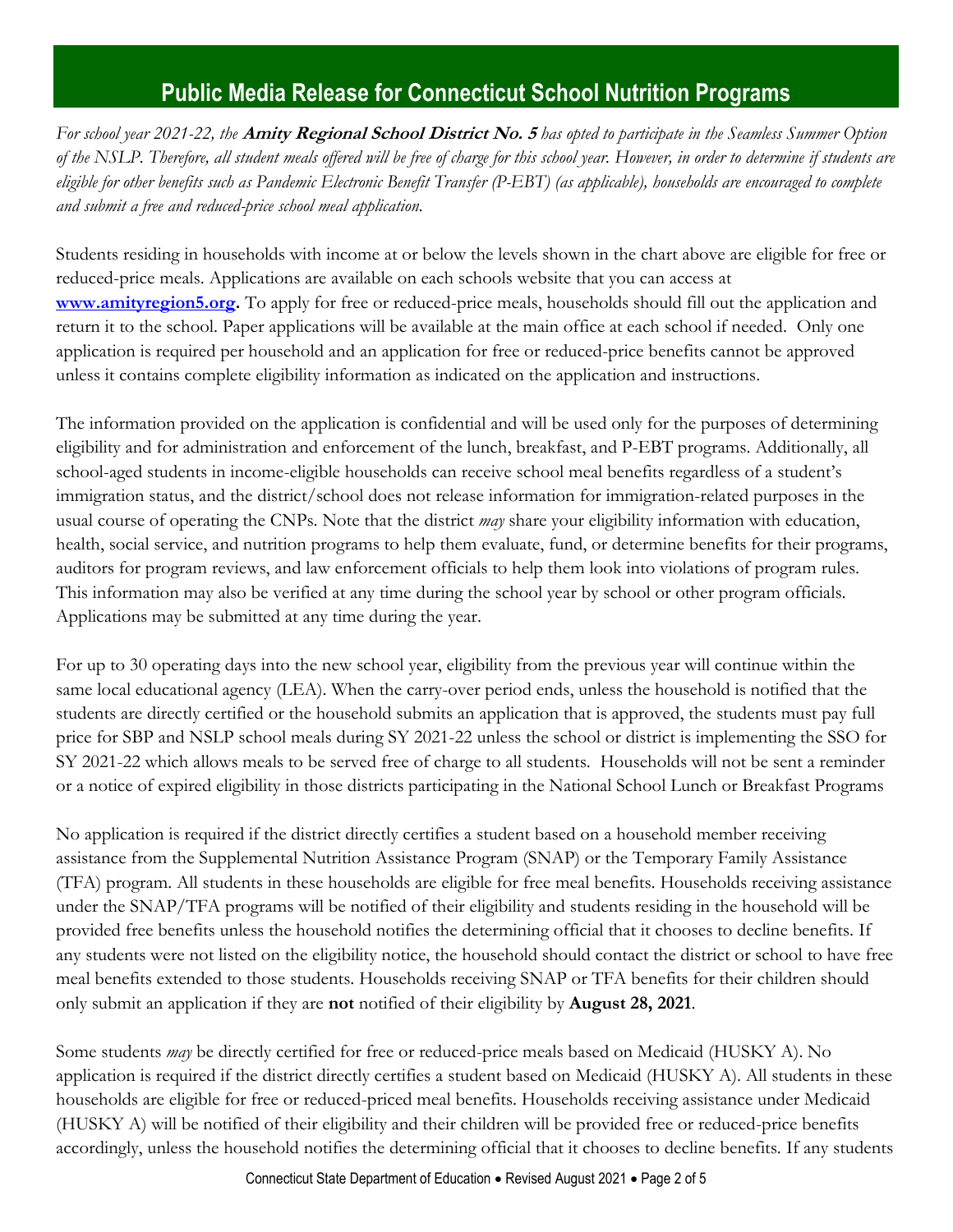# Public Media Release for Connecticut School Nutrition Programs

*For school year 2021-22, the* ***Amity Regional School District No. 5*** *has opted to participate in the Seamless Summer Option of the NSLP. Therefore, all student meals offered will be free of charge for this school year. However, in order to determine if students are eligible for other benefits such as Pandemic Electronic Benefit Transfer (P-EBT) (as applicable), households are encouraged to complete and submit a free and reduced-price school meal application.*

Students residing in households with income at or below the levels shown in the chart above are eligible for free or reduced-price meals. Applications are available on each schools website that you can access at **www.amityregion5.org.** To apply for free or reduced-price meals, households should fill out the application and return it to the school. Paper applications will be available at the main office at each school if needed. Only one application is required per household and an application for free or reduced-price benefits cannot be approved unless it contains complete eligibility information as indicated on the application and instructions.

The information provided on the application is confidential and will be used only for the purposes of determining eligibility and for administration and enforcement of the lunch, breakfast, and P-EBT programs. Additionally, all school-aged students in income-eligible households can receive school meal benefits regardless of a student's immigration status, and the district/school does not release information for immigration-related purposes in the usual course of operating the CNPs. Note that the district *may* share your eligibility information with education, health, social service, and nutrition programs to help them evaluate, fund, or determine benefits for their programs, auditors for program reviews, and law enforcement officials to help them look into violations of program rules. This information may also be verified at any time during the school year by school or other program officials. Applications may be submitted at any time during the year.

For up to 30 operating days into the new school year, eligibility from the previous year will continue within the same local educational agency (LEA). When the carry-over period ends, unless the household is notified that the students are directly certified or the household submits an application that is approved, the students must pay full price for SBP and NSLP school meals during SY 2021-22 unless the school or district is implementing the SSO for SY 2021-22 which allows meals to be served free of charge to all students. Households will not be sent a reminder or a notice of expired eligibility in those districts participating in the National School Lunch or Breakfast Programs

No application is required if the district directly certifies a student based on a household member receiving assistance from the Supplemental Nutrition Assistance Program (SNAP) or the Temporary Family Assistance (TFA) program. All students in these households are eligible for free meal benefits. Households receiving assistance under the SNAP/TFA programs will be notified of their eligibility and students residing in the household will be provided free benefits unless the household notifies the determining official that it chooses to decline benefits. If any students were not listed on the eligibility notice, the household should contact the district or school to have free meal benefits extended to those students. Households receiving SNAP or TFA benefits for their children should only submit an application if they are **not** notified of their eligibility by **August 28, 2021**.

Some students *may* be directly certified for free or reduced-price meals based on Medicaid (HUSKY A). No application is required if the district directly certifies a student based on Medicaid (HUSKY A). All students in these households are eligible for free or reduced-priced meal benefits. Households receiving assistance under Medicaid (HUSKY A) will be notified of their eligibility and their children will be provided free or reduced-price benefits accordingly, unless the household notifies the determining official that it chooses to decline benefits. If any students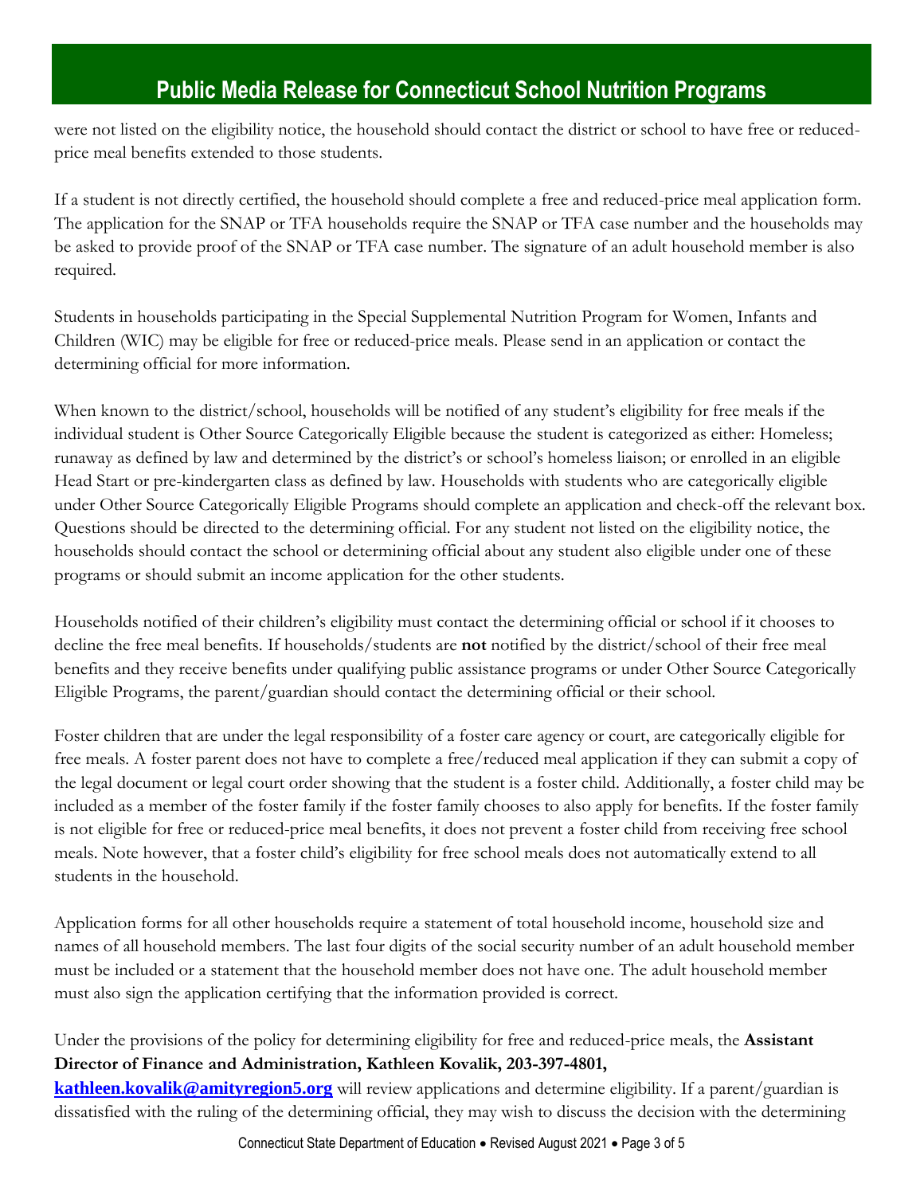were not listed on the eligibility notice, the household should contact the district or school to have free or reduced-price meal benefits extended to those students.

If a student is not directly certified, the household should complete a free and reduced-price meal application form. The application for the SNAP or TFA households require the SNAP or TFA case number and the households may be asked to provide proof of the SNAP or TFA case number. The signature of an adult household member is also required.

Students in households participating in the Special Supplemental Nutrition Program for Women, Infants and Children (WIC) may be eligible for free or reduced-price meals. Please send in an application or contact the determining official for more information.

When known to the district/school, households will be notified of any student's eligibility for free meals if the individual student is Other Source Categorically Eligible because the student is categorized as either: Homeless; runaway as defined by law and determined by the district's or school's homeless liaison; or enrolled in an eligible Head Start or pre-kindergarten class as defined by law. Households with students who are categorically eligible under Other Source Categorically Eligible Programs should complete an application and check-off the relevant box. Questions should be directed to the determining official. For any student not listed on the eligibility notice, the households should contact the school or determining official about any student also eligible under one of these programs or should submit an income application for the other students.

Households notified of their children's eligibility must contact the determining official or school if it chooses to decline the free meal benefits. If households/students are **not** notified by the district/school of their free meal benefits and they receive benefits under qualifying public assistance programs or under Other Source Categorically Eligible Programs, the parent/guardian should contact the determining official or their school.

Foster children that are under the legal responsibility of a foster care agency or court, are categorically eligible for free meals. A foster parent does not have to complete a free/reduced meal application if they can submit a copy of the legal document or legal court order showing that the student is a foster child. Additionally, a foster child may be included as a member of the foster family if the foster family chooses to also apply for benefits. If the foster family is not eligible for free or reduced-price meal benefits, it does not prevent a foster child from receiving free school meals. Note however, that a foster child's eligibility for free school meals does not automatically extend to all students in the household.

Application forms for all other households require a statement of total household income, household size and names of all household members. The last four digits of the social security number of an adult household member must be included or a statement that the household member does not have one. The adult household member must also sign the application certifying that the information provided is correct.

Under the provisions of the policy for determining eligibility for free and reduced-price meals, the **Assistant Director of Finance and Administration, Kathleen Kovalik, 203-397-4801, [kathleen.kovalik@amityregion5.org](mailto:kathleen.kovalik@amityregion5.org)** will review applications and determine eligibility. If a parent/guardian is dissatisfied with the ruling of the determining official, they may wish to discuss the decision with the determining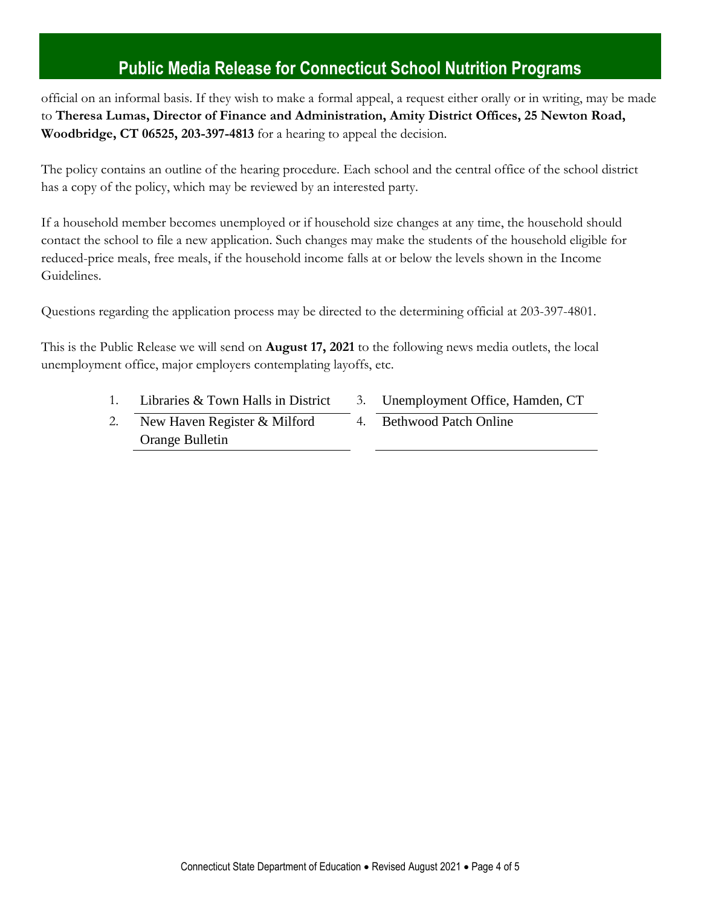official on an informal basis. If they wish to make a formal appeal, a request either orally or in writing, may be made to **Theresa Lumas, Director of Finance and Administration, Amity District Offices, 25 Newton Road, Woodbridge, CT 06525, 203-397-4813** for a hearing to appeal the decision.

The policy contains an outline of the hearing procedure. Each school and the central office of the school district has a copy of the policy, which may be reviewed by an interested party.

If a household member becomes unemployed or if household size changes at any time, the household should contact the school to file a new application. Such changes may make the students of the household eligible for reduced-price meals, free meals, if the household income falls at or below the levels shown in the Income Guidelines.

Questions regarding the application process may be directed to the determining official at 203-397-4801.

This is the Public Release we will send on **August 17, 2021** to the following news media outlets, the local unemployment office, major employers contemplating layoffs, etc.

1. Libraries & Town Halls in District
2. New Haven Register & Milford Orange Bulletin
3. Unemployment Office, Hamden, CT
4. Bethwood Patch Online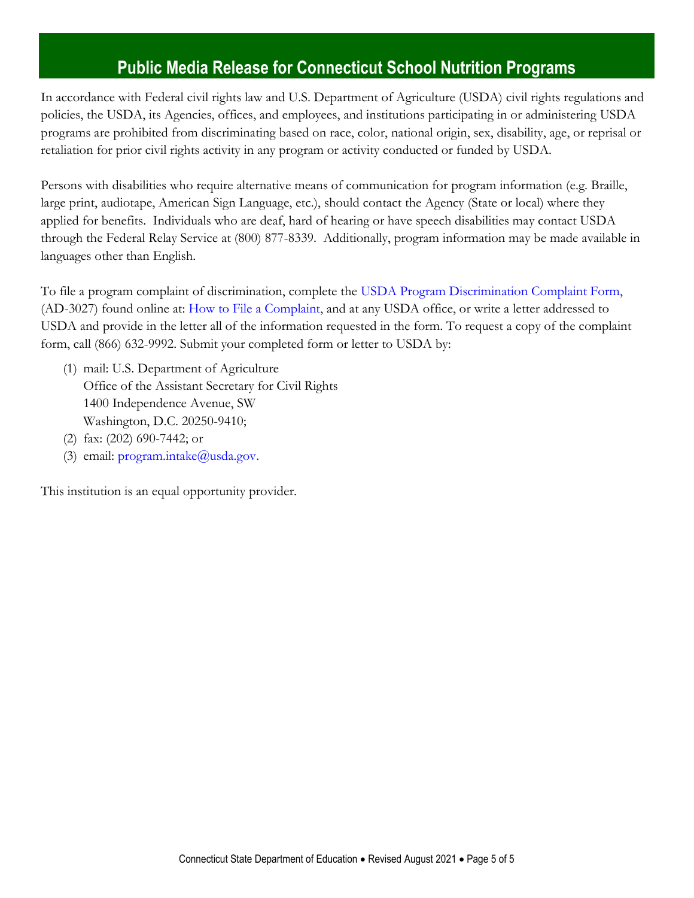# Public Media Release for Connecticut School Nutrition Programs

In accordance with Federal civil rights law and U.S. Department of Agriculture (USDA) civil rights regulations and policies, the USDA, its Agencies, offices, and employees, and institutions participating in or administering USDA programs are prohibited from discriminating based on race, color, national origin, sex, disability, age, or reprisal or retaliation for prior civil rights activity in any program or activity conducted or funded by USDA.

Persons with disabilities who require alternative means of communication for program information (e.g. Braille, large print, audiotape, American Sign Language, etc.), should contact the Agency (State or local) where they applied for benefits. Individuals who are deaf, hard of hearing or have speech disabilities may contact USDA through the Federal Relay Service at (800) 877-8339. Additionally, program information may be made available in languages other than English.

To file a program complaint of discrimination, complete the USDA Program Discrimination Complaint Form, (AD-3027) found online at: How to File a Complaint, and at any USDA office, or write a letter addressed to USDA and provide in the letter all of the information requested in the form. To request a copy of the complaint form, call (866) 632-9992. Submit your completed form or letter to USDA by:

(1) mail: U.S. Department of Agriculture
Office of the Assistant Secretary for Civil Rights
1400 Independence Avenue, SW
Washington, D.C. 20250-9410;
(2) fax: (202) 690-7442; or
(3) email: program.intake@usda.gov.

This institution is an equal opportunity provider.